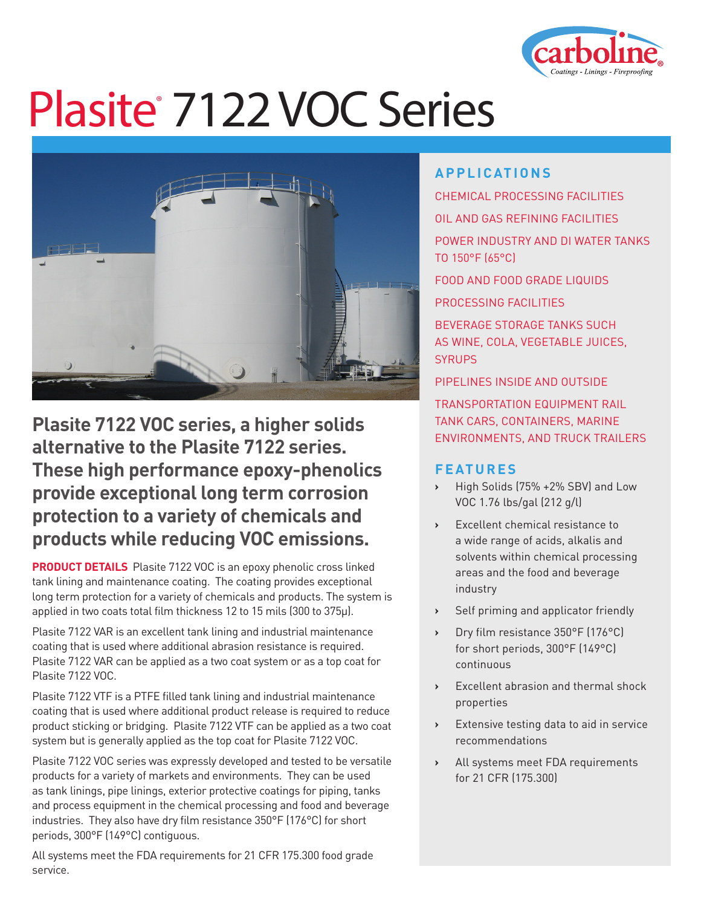# Plasite® 7122 VOC Series

## Plasite 7122 VOC series, a higher solids alternative to the Plasite 7122 series. These high performance epoxy-phenolics provide exceptional long term corrosion protection to a variety of chemicals and products while reducing VOC emissions.

**PRODUCT DETAILS** Plasite 7122 VOC is an epoxy phenolic cross linked tank lining and maintenance coating. The coating provides exceptional long term protection for a variety of chemicals and products. The system is applied in two coats total film thickness 12 to 15 mils (300 to 375µ).

Plasite 7122 VAR is an excellent tank lining and industrial maintenance coating that is used where additional abrasion resistance is required. Plasite 7122 VAR can be applied as a two coat system or as a top coat for Plasite 7122 VOC.

Plasite 7122 VTF is a PTFE filled tank lining and industrial maintenance coating that is used where additional product release is required to reduce product sticking or bridging. Plasite 7122 VTF can be applied as a two coat system but is generally applied as the top coat for Plasite 7122 VOC.

Plasite 7122 VOC series was expressly developed and tested to be versatile products for a variety of markets and environments. They can be used as tank linings, pipe linings, exterior protective coatings for piping, tanks and process equipment in the chemical processing and food and beverage industries. They also have dry film resistance 350°F (176°C) for short periods, 300°F (149°C) contiguous.

All systems meet the FDA requirements for 21 CFR 175.300 food grade service.

## APPLICATIONS

CHEMICAL PROCESSING FACILITIES

OIL AND GAS REFINING FACILITIES

POWER INDUSTRY AND DI WATER TANKS TO 150°F (65°C)

FOOD AND FOOD GRADE LIQUIDS

PROCESSING FACILITIES

BEVERAGE STORAGE TANKS SUCH AS WINE, COLA, VEGETABLE JUICES, SYRUPS

PIPELINES INSIDE AND OUTSIDE

TRANSPORTATION EQUIPMENT RAIL TANK CARS, CONTAINERS, MARINE ENVIRONMENTS, AND TRUCK TRAILERS

## FEATURES

- High Solids (75% +2% SBV) and Low VOC 1.76 lbs/gal (212 g/l)
- Excellent chemical resistance to a wide range of acids, alkalis and solvents within chemical processing areas and the food and beverage industry
- Self priming and applicator friendly
- Dry film resistance 350°F (176°C) for short periods, 300°F (149°C) continuous
- Excellent abrasion and thermal shock properties
- Extensive testing data to aid in service recommendations
- All systems meet FDA requirements for 21 CFR (175.300)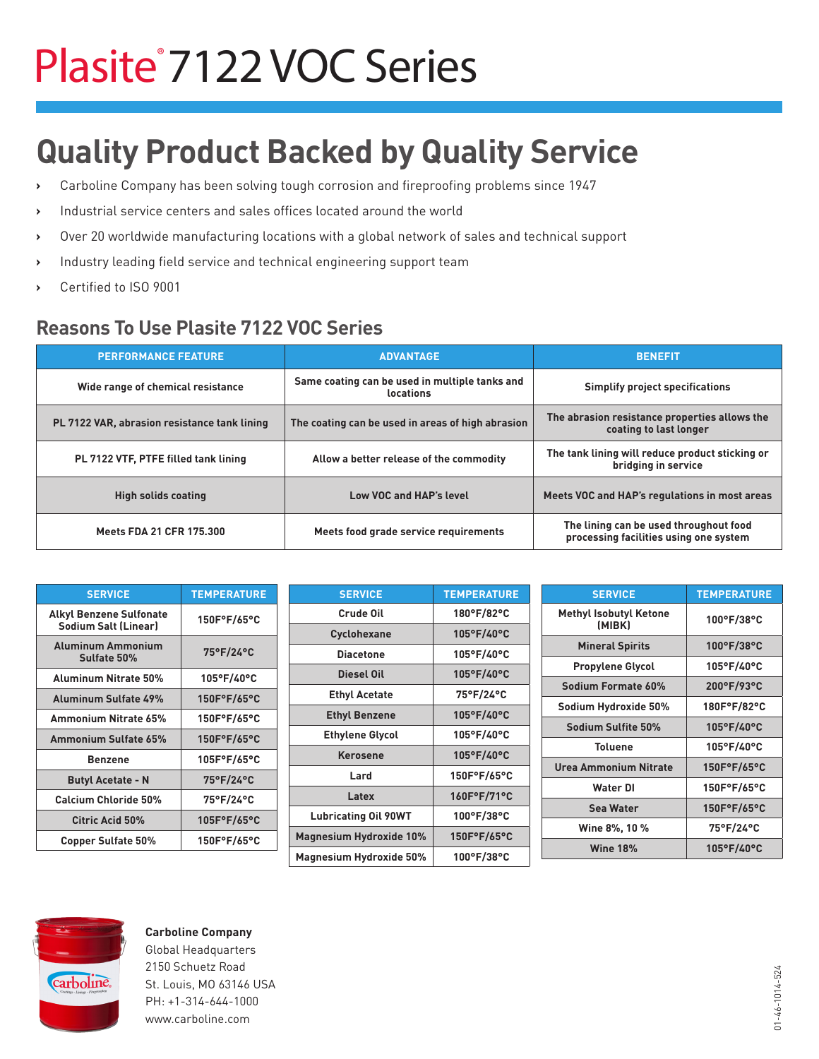# Plasite® 7122 VOC Series

## Quality Product Backed by Quality Service

- Carboline Company has been solving tough corrosion and fireproofing problems since 1947
- Industrial service centers and sales offices located around the world
- Over 20 worldwide manufacturing locations with a global network of sales and technical support
- Industry leading field service and technical engineering support team
- Certified to ISO 9001

### Reasons To Use Plasite 7122 VOC Series

| PERFORMANCE FEATURE | ADVANTAGE | BENEFIT |
|---|---|---|
| Wide range of chemical resistance | Same coating can be used in multiple tanks and locations | Simplify project specifications |
| PL 7122 VAR, abrasion resistance tank lining | The coating can be used in areas of high abrasion | The abrasion resistance properties allows the coating to last longer |
| PL 7122 VTF, PTFE filled tank lining | Allow a better release of the commodity | The tank lining will reduce product sticking or bridging in service |
| High solids coating | Low VOC and HAP's level | Meets VOC and HAP's regulations in most areas |
| Meets FDA 21 CFR 175.300 | Meets food grade service requirements | The lining can be used throughout food processing facilities using one system |

| SERVICE | TEMPERATURE |
|---|---|
| Alkyl Benzene Sulfonate Sodium Salt (Linear) | 150F°F/65°C |
| Aluminum Ammonium Sulfate 50% | 75°F/24°C |
| Aluminum Nitrate 50% | 105°F/40°C |
| Aluminum Sulfate 49% | 150F°F/65°C |
| Ammonium Nitrate 65% | 150F°F/65°C |
| Ammonium Sulfate 65% | 150F°F/65°C |
| Benzene | 105F°F/65°C |
| Butyl Acetate - N | 75°F/24°C |
| Calcium Chloride 50% | 75°F/24°C |
| Citric Acid 50% | 105F°F/65°C |
| Copper Sulfate 50% | 150F°F/65°C |

| SERVICE | TEMPERATURE |
|---|---|
| Crude Oil | 180°F/82°C |
| Cyclohexane | 105°F/40°C |
| Diacetone | 105°F/40°C |
| Diesel Oil | 105°F/40°C |
| Ethyl Acetate | 75°F/24°C |
| Ethyl Benzene | 105°F/40°C |
| Ethylene Glycol | 105°F/40°C |
| Kerosene | 105°F/40°C |
| Lard | 150F°F/65°C |
| Latex | 160F°F/71°C |
| Lubricating Oil 90WT | 100°F/38°C |
| Magnesium Hydroxide 10% | 150F°F/65°C |
| Magnesium Hydroxide 50% | 100°F/38°C |

| SERVICE | TEMPERATURE |
|---|---|
| Methyl Isobutyl Ketone (MIBK) | 100°F/38°C |
| Mineral Spirits | 100°F/38°C |
| Propylene Glycol | 105°F/40°C |
| Sodium Formate 60% | 200°F/93°C |
| Sodium Hydroxide 50% | 180F°F/82°C |
| Sodium Sulfite 50% | 105°F/40°C |
| Toluene | 105°F/40°C |
| Urea Ammonium Nitrate | 150F°F/65°C |
| Water DI | 150F°F/65°C |
| Sea Water | 150F°F/65°C |
| Wine 8%, 10 % | 75°F/24°C |
| Wine 18% | 105°F/40°C |

**Carboline Company**
Global Headquarters
2150 Schuetz Road
St. Louis, MO 63146 USA
PH: +1-314-644-1000
www.carboline.com

01-46-1014-524